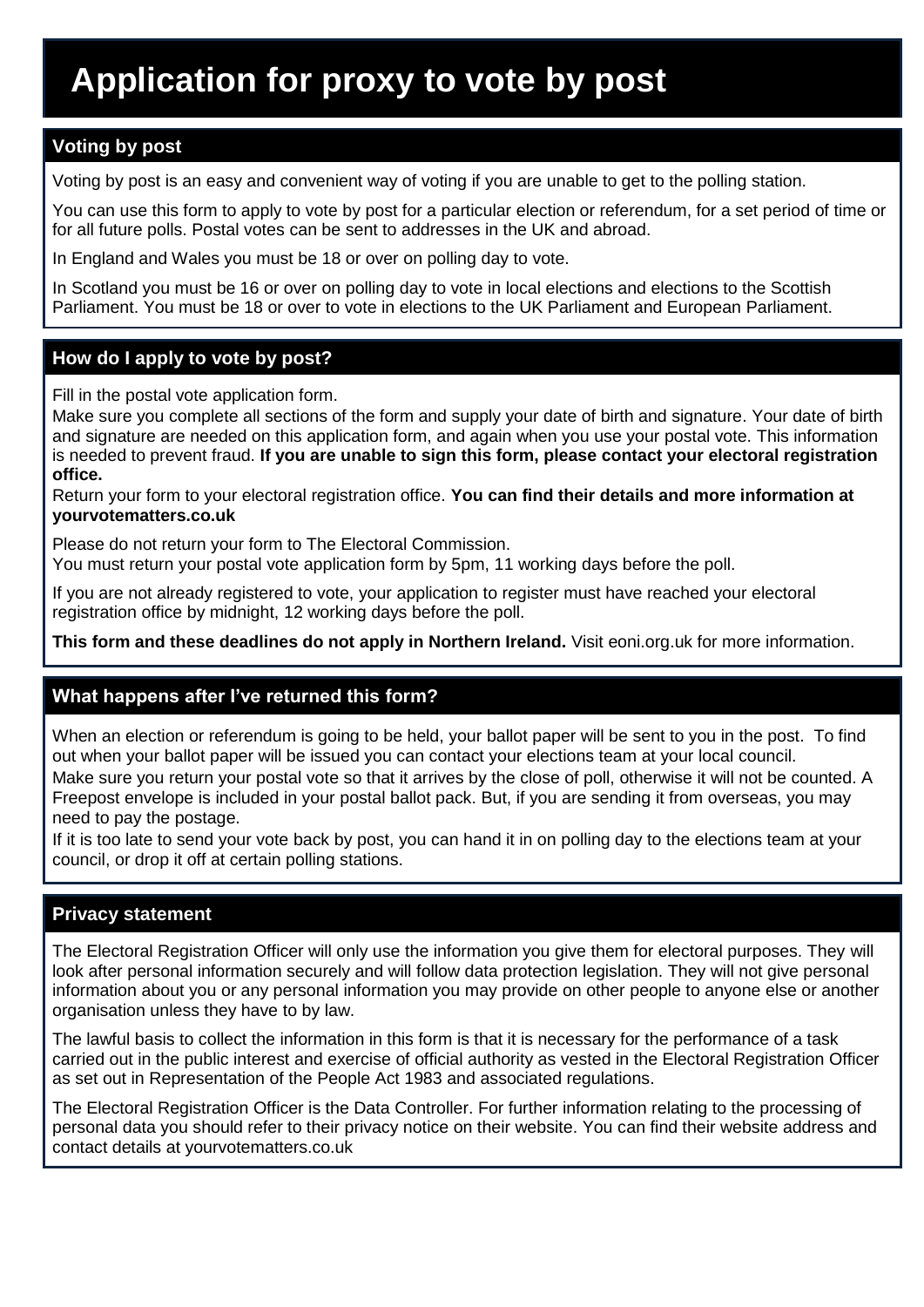# Application for proxy to vote by post

## Voting by post

Voting by post is an easy and convenient way of voting if you are unable to get to the polling station.

You can use this form to apply to vote by post for a particular election or referendum, for a set period of time or for all future polls. Postal votes can be sent to addresses in the UK and abroad.

In England and Wales you must be 18 or over on polling day to vote.

In Scotland you must be 16 or over on polling day to vote in local elections and elections to the Scottish Parliament. You must be 18 or over to vote in elections to the UK Parliament and European Parliament.

## How do I apply to vote by post?

Fill in the postal vote application form.

Make sure you complete all sections of the form and supply your date of birth and signature. Your date of birth and signature are needed on this application form, and again when you use your postal vote. This information is needed to prevent fraud. **If you are unable to sign this form, please contact your electoral registration office.**

Return your form to your electoral registration office. **You can find their details and more information at yourvotematters.co.uk**

Please do not return your form to The Electoral Commission.

You must return your postal vote application form by 5pm, 11 working days before the poll.

If you are not already registered to vote, your application to register must have reached your electoral registration office by midnight, 12 working days before the poll.

**This form and these deadlines do not apply in Northern Ireland.** Visit eoni.org.uk for more information.

## What happens after I've returned this form?

When an election or referendum is going to be held, your ballot paper will be sent to you in the post. To find out when your ballot paper will be issued you can contact your elections team at your local council.

Make sure you return your postal vote so that it arrives by the close of poll, otherwise it will not be counted. A Freepost envelope is included in your postal ballot pack. But, if you are sending it from overseas, you may need to pay the postage.

If it is too late to send your vote back by post, you can hand it in on polling day to the elections team at your council, or drop it off at certain polling stations.

## Privacy statement

The Electoral Registration Officer will only use the information you give them for electoral purposes. They will look after personal information securely and will follow data protection legislation. They will not give personal information about you or any personal information you may provide on other people to anyone else or another organisation unless they have to by law.

The lawful basis to collect the information in this form is that it is necessary for the performance of a task carried out in the public interest and exercise of official authority as vested in the Electoral Registration Officer as set out in Representation of the People Act 1983 and associated regulations.

The Electoral Registration Officer is the Data Controller. For further information relating to the processing of personal data you should refer to their privacy notice on their website. You can find their website address and contact details at yourvotematters.co.uk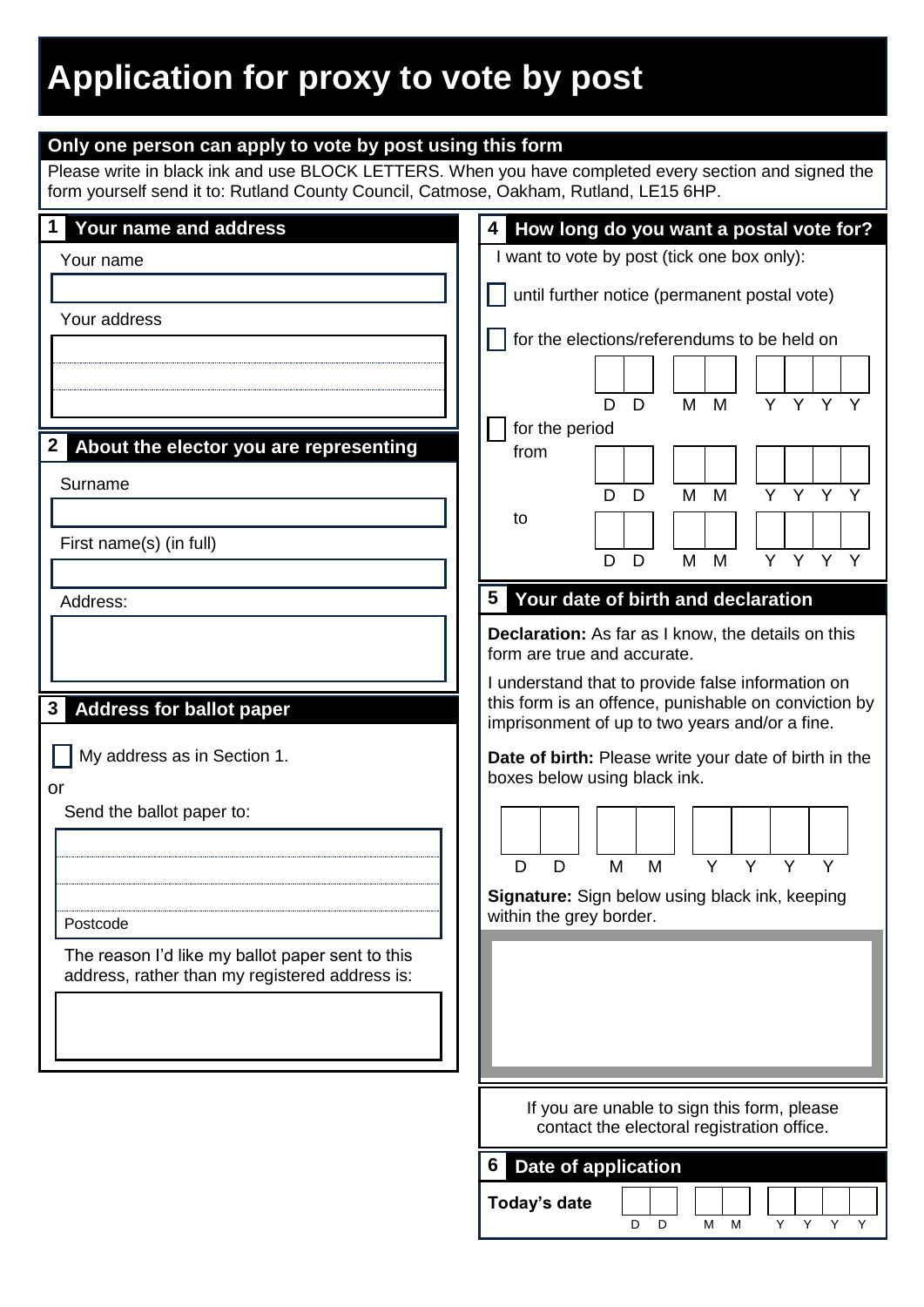# Application for proxy to vote by post

## Only one person can apply to vote by post using this form

Please write in black ink and use BLOCK LETTERS. When you have completed every section and signed the form yourself send it to: Rutland County Council, Catmose, Oakham, Rutland, LE15 6HP.

## 1 Your name and address

Your name

Your address

## 2 About the elector you are representing

Surname

First name(s) (in full)

Address:

## 3 Address for ballot paper

☐ My address as in Section 1.

or

Send the ballot paper to:

Postcode

The reason I'd like my ballot paper sent to this address, rather than my registered address is:

## 4 How long do you want a postal vote for?

I want to vote by post (tick one box only):

☐ until further notice (permanent postal vote)

☐ for the elections/referendums to be held on

D D M M Y Y Y Y

☐ for the period

from

D D M M Y Y Y Y

to

D D M M Y Y Y Y

## 5 Your date of birth and declaration

**Declaration:** As far as I know, the details on this form are true and accurate.

I understand that to provide false information on this form is an offence, punishable on conviction by imprisonment of up to two years and/or a fine.

**Date of birth:** Please write your date of birth in the boxes below using black ink.

D D M M Y Y Y Y

**Signature:** Sign below using black ink, keeping within the grey border.

If you are unable to sign this form, please contact the electoral registration office.

## 6 Date of application

**Today's date**

D D M M Y Y Y Y